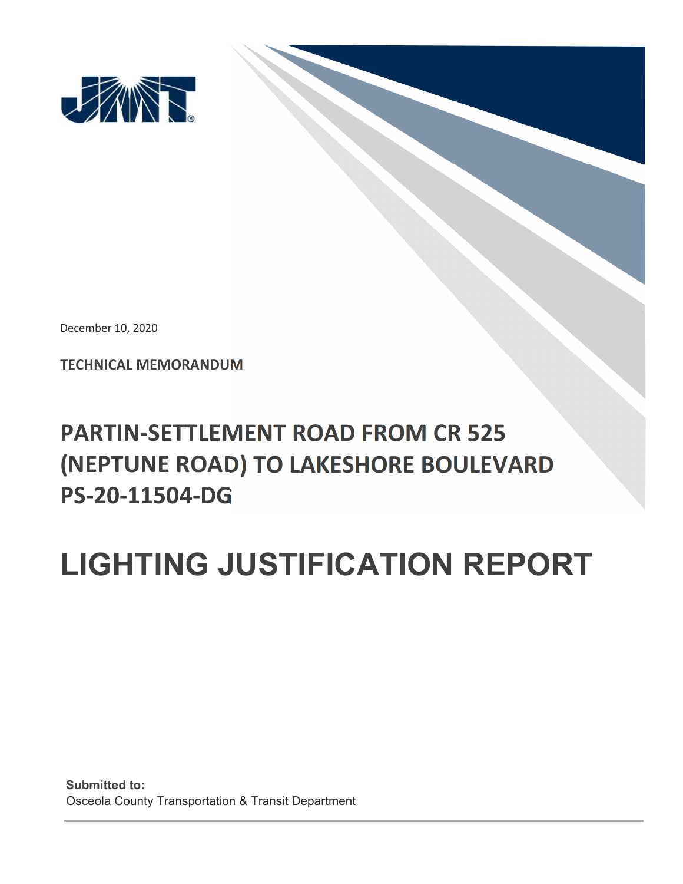December 10, 2020

**TECHNICAL MEMORANDUM**

## PARTIN-SETTLEMENT ROAD FROM CR 525 (NEPTUNE ROAD) TO LAKESHORE BOULEVARD PS-20-11504-DG

# LIGHTING JUSTIFICATION REPORT

**Submitted to:**
Osceola County Transportation & Transit Department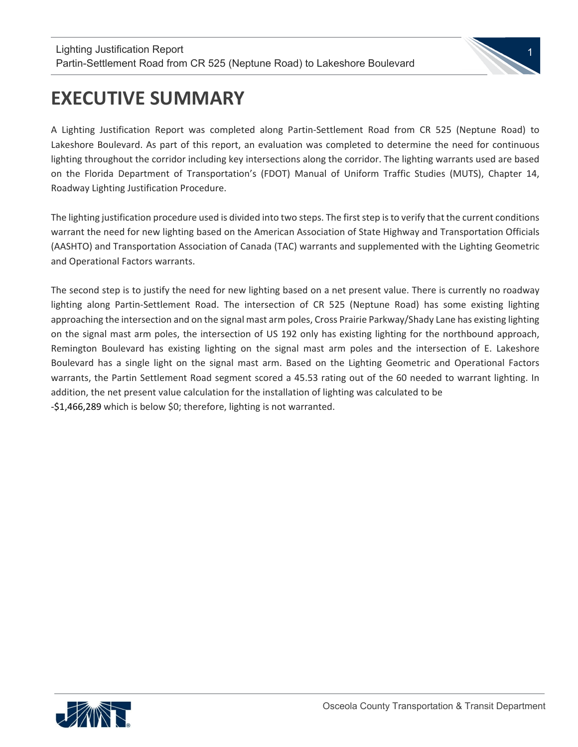# EXECUTIVE SUMMARY

A Lighting Justification Report was completed along Partin-Settlement Road from CR 525 (Neptune Road) to Lakeshore Boulevard. As part of this report, an evaluation was completed to determine the need for continuous lighting throughout the corridor including key intersections along the corridor. The lighting warrants used are based on the Florida Department of Transportation's (FDOT) Manual of Uniform Traffic Studies (MUTS), Chapter 14, Roadway Lighting Justification Procedure.

The lighting justification procedure used is divided into two steps. The first step is to verify that the current conditions warrant the need for new lighting based on the American Association of State Highway and Transportation Officials (AASHTO) and Transportation Association of Canada (TAC) warrants and supplemented with the Lighting Geometric and Operational Factors warrants.

The second step is to justify the need for new lighting based on a net present value. There is currently no roadway lighting along Partin-Settlement Road. The intersection of CR 525 (Neptune Road) has some existing lighting approaching the intersection and on the signal mast arm poles, Cross Prairie Parkway/Shady Lane has existing lighting on the signal mast arm poles, the intersection of US 192 only has existing lighting for the northbound approach, Remington Boulevard has existing lighting on the signal mast arm poles and the intersection of E. Lakeshore Boulevard has a single light on the signal mast arm. Based on the Lighting Geometric and Operational Factors warrants, the Partin Settlement Road segment scored a 45.53 rating out of the 60 needed to warrant lighting. In addition, the net present value calculation for the installation of lighting was calculated to be -$1,466,289 which is below $0; therefore, lighting is not warranted.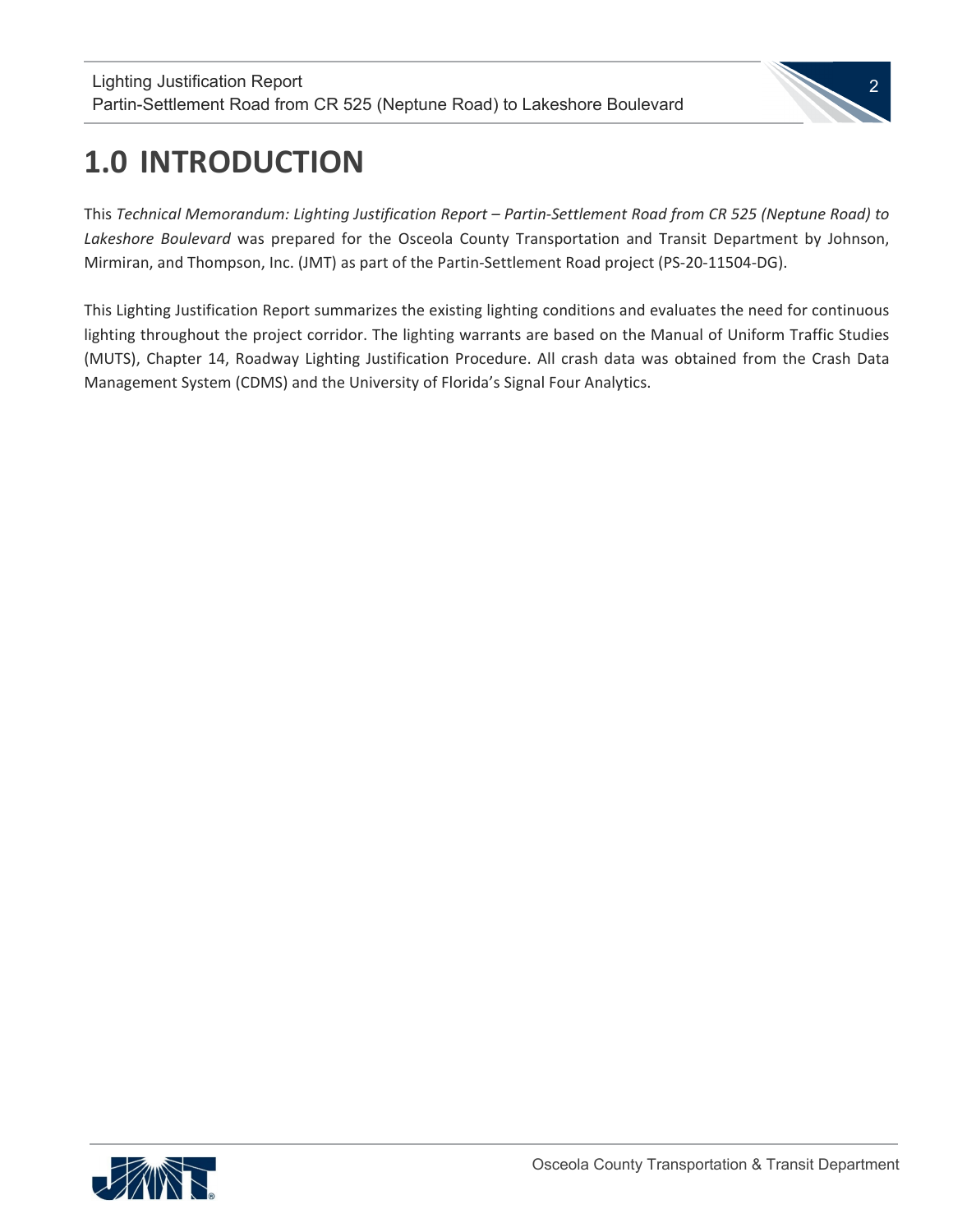# 1.0 INTRODUCTION

This *Technical Memorandum: Lighting Justification Report – Partin-Settlement Road from CR 525 (Neptune Road) to Lakeshore Boulevard* was prepared for the Osceola County Transportation and Transit Department by Johnson, Mirmiran, and Thompson, Inc. (JMT) as part of the Partin-Settlement Road project (PS-20-11504-DG).

This Lighting Justification Report summarizes the existing lighting conditions and evaluates the need for continuous lighting throughout the project corridor. The lighting warrants are based on the Manual of Uniform Traffic Studies (MUTS), Chapter 14, Roadway Lighting Justification Procedure. All crash data was obtained from the Crash Data Management System (CDMS) and the University of Florida's Signal Four Analytics.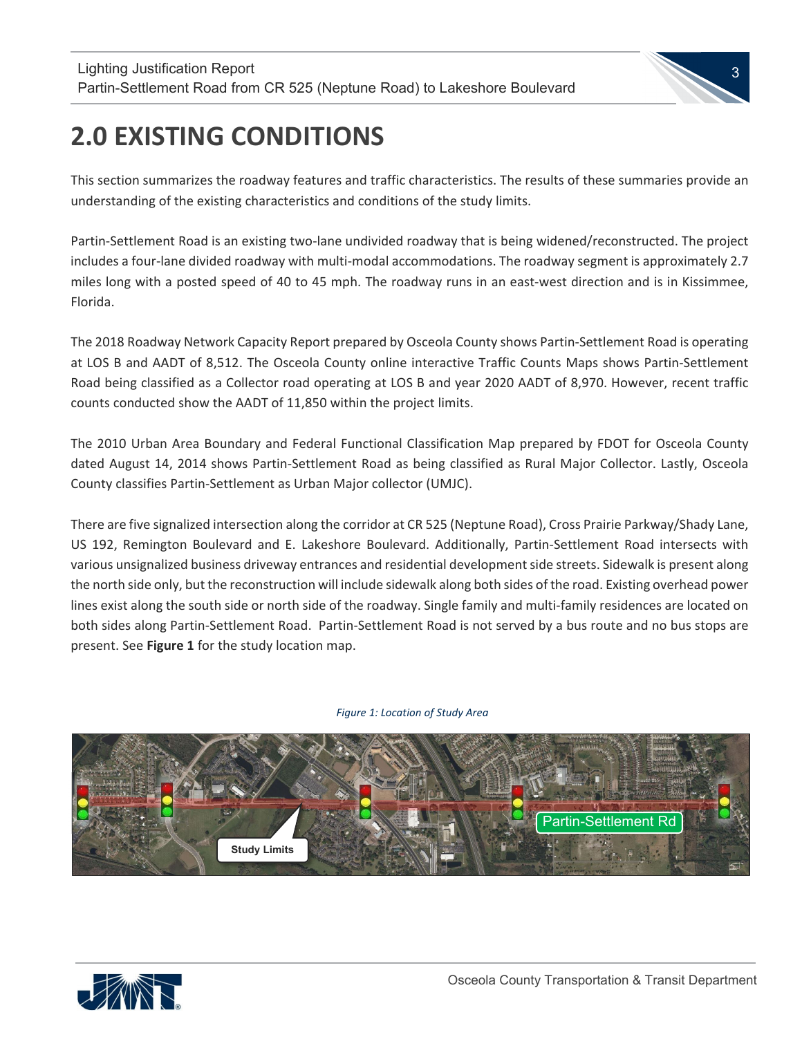# 2.0 EXISTING CONDITIONS

This section summarizes the roadway features and traffic characteristics. The results of these summaries provide an understanding of the existing characteristics and conditions of the study limits.

Partin-Settlement Road is an existing two-lane undivided roadway that is being widened/reconstructed. The project includes a four-lane divided roadway with multi-modal accommodations. The roadway segment is approximately 2.7 miles long with a posted speed of 40 to 45 mph. The roadway runs in an east-west direction and is in Kissimmee, Florida.

The 2018 Roadway Network Capacity Report prepared by Osceola County shows Partin-Settlement Road is operating at LOS B and AADT of 8,512. The Osceola County online interactive Traffic Counts Maps shows Partin-Settlement Road being classified as a Collector road operating at LOS B and year 2020 AADT of 8,970. However, recent traffic counts conducted show the AADT of 11,850 within the project limits.

The 2010 Urban Area Boundary and Federal Functional Classification Map prepared by FDOT for Osceola County dated August 14, 2014 shows Partin-Settlement Road as being classified as Rural Major Collector. Lastly, Osceola County classifies Partin-Settlement as Urban Major collector (UMJC).

There are five signalized intersection along the corridor at CR 525 (Neptune Road), Cross Prairie Parkway/Shady Lane, US 192, Remington Boulevard and E. Lakeshore Boulevard. Additionally, Partin-Settlement Road intersects with various unsignalized business driveway entrances and residential development side streets. Sidewalk is present along the north side only, but the reconstruction will include sidewalk along both sides of the road. Existing overhead power lines exist along the south side or north side of the roadway. Single family and multi-family residences are located on both sides along Partin-Settlement Road. Partin-Settlement Road is not served by a bus route and no bus stops are present. See **Figure 1** for the study location map.

*Figure 1: Location of Study Area*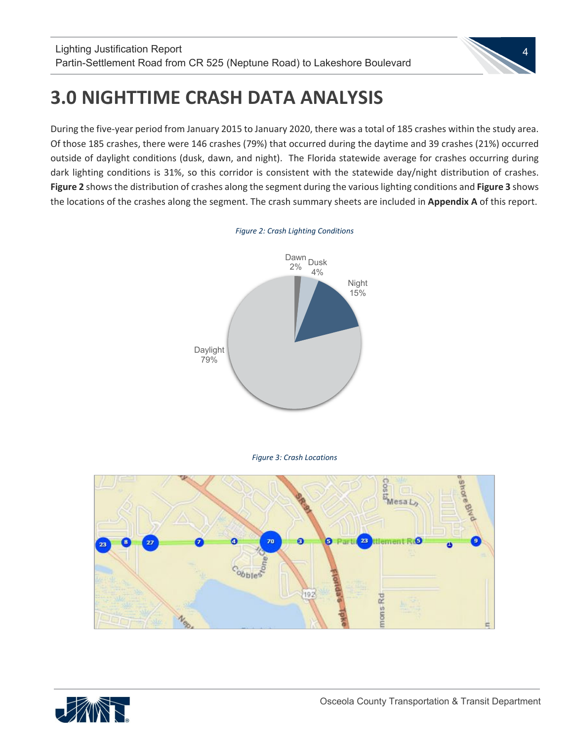# 3.0 NIGHTTIME CRASH DATA ANALYSIS

During the five-year period from January 2015 to January 2020, there was a total of 185 crashes within the study area. Of those 185 crashes, there were 146 crashes (79%) that occurred during the daytime and 39 crashes (21%) occurred outside of daylight conditions (dusk, dawn, and night). The Florida statewide average for crashes occurring during dark lighting conditions is 31%, so this corridor is consistent with the statewide day/night distribution of crashes. **Figure 2** shows the distribution of crashes along the segment during the various lighting conditions and **Figure 3** shows the locations of the crashes along the segment. The crash summary sheets are included in **Appendix A** of this report.

*Figure 2: Crash Lighting Conditions*

*Figure 3: Crash Locations*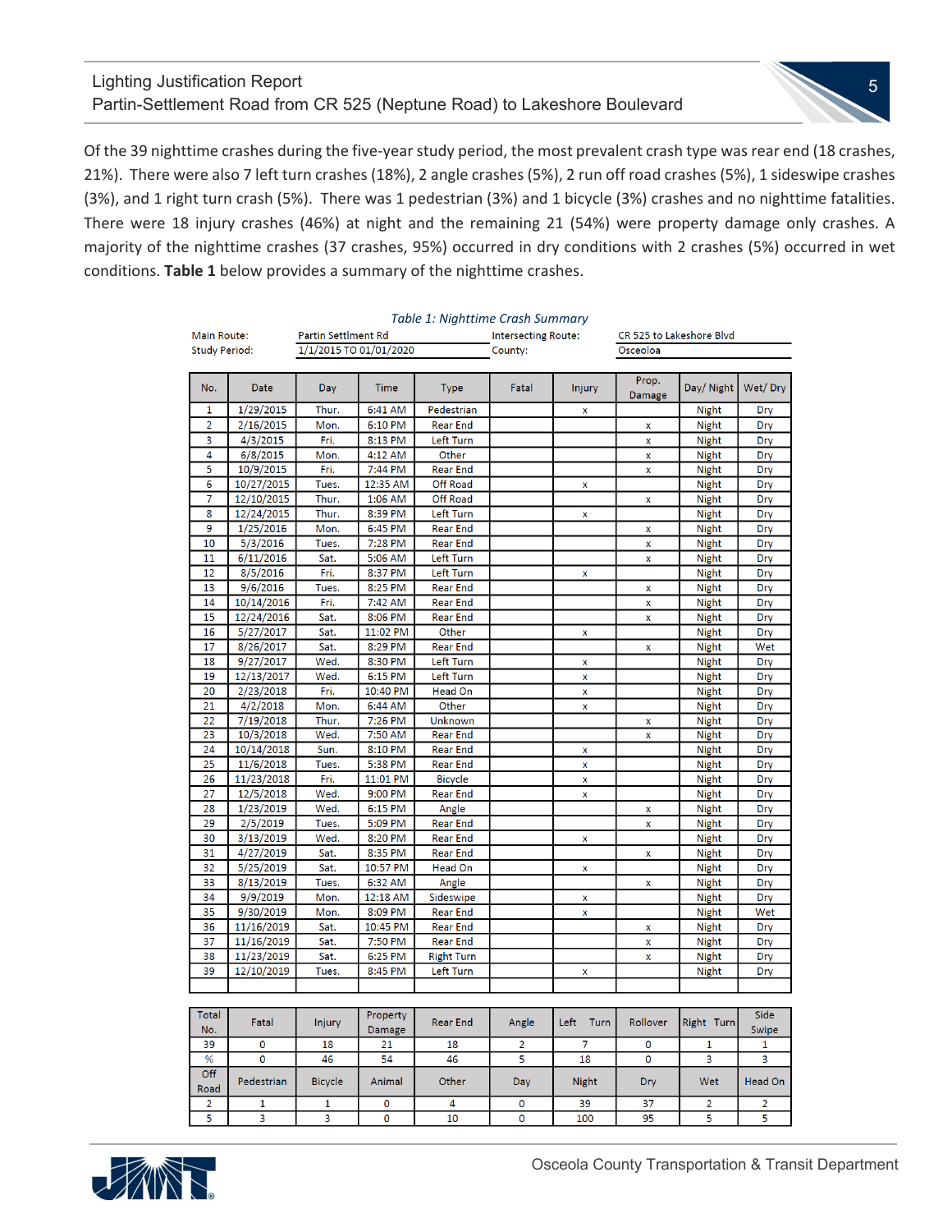Of the 39 nighttime crashes during the five-year study period, the most prevalent crash type was rear end (18 crashes, 21%). There were also 7 left turn crashes (18%), 2 angle crashes (5%), 2 run off road crashes (5%), 1 sideswipe crashes (3%), and 1 right turn crash (5%). There was 1 pedestrian (3%) and 1 bicycle (3%) crashes and no nighttime fatalities. There were 18 injury crashes (46%) at night and the remaining 21 (54%) were property damage only crashes. A majority of the nighttime crashes (37 crashes, 95%) occurred in dry conditions with 2 crashes (5%) occurred in wet conditions. **Table 1** below provides a summary of the nighttime crashes.

*Table 1: Nighttime Crash Summary*

| Main Route: | Partin Settlment Rd | Intersecting Route: | CR 525 to Lakeshore Blvd |
|---|---|---|---|
| Study Period: | 1/1/2015 TO 01/01/2020 | County: | Osceoloa |

| No. | Date | Day | Time | Type | Fatal | Injury | Prop. Damage | Day/ Night | Wet/ Dry |
|---|---|---|---|---|---|---|---|---|---|
| 1 | 1/29/2015 | Thur. | 6:41 AM | Pedestrian | | x | | Night | Dry |
| 2 | 2/16/2015 | Mon. | 6:10 PM | Rear End | | | x | Night | Dry |
| 3 | 4/3/2015 | Fri. | 8:13 PM | Left Turn | | | x | Night | Dry |
| 4 | 6/8/2015 | Mon. | 4:12 AM | Other | | | x | Night | Dry |
| 5 | 10/9/2015 | Fri. | 7:44 PM | Rear End | | | x | Night | Dry |
| 6 | 10/27/2015 | Tues. | 12:35 AM | Off Road | | x | | Night | Dry |
| 7 | 12/10/2015 | Thur. | 1:06 AM | Off Road | | | x | Night | Dry |
| 8 | 12/24/2015 | Thur. | 8:39 PM | Left Turn | | x | | Night | Dry |
| 9 | 1/25/2016 | Mon. | 6:45 PM | Rear End | | | x | Night | Dry |
| 10 | 5/3/2016 | Tues. | 7:28 PM | Rear End | | | x | Night | Dry |
| 11 | 6/11/2016 | Sat. | 5:06 AM | Left Turn | | | x | Night | Dry |
| 12 | 8/5/2016 | Fri. | 8:37 PM | Left Turn | | x | | Night | Dry |
| 13 | 9/6/2016 | Tues. | 8:25 PM | Rear End | | | x | Night | Dry |
| 14 | 10/14/2016 | Fri. | 7:42 AM | Rear End | | | x | Night | Dry |
| 15 | 12/24/2016 | Sat. | 8:06 PM | Rear End | | | x | Night | Dry |
| 16 | 5/27/2017 | Sat. | 11:02 PM | Other | | x | | Night | Dry |
| 17 | 8/26/2017 | Sat. | 8:29 PM | Rear End | | | x | Night | Wet |
| 18 | 9/27/2017 | Wed. | 8:30 PM | Left Turn | | x | | Night | Dry |
| 19 | 12/13/2017 | Wed. | 6:15 PM | Left Turn | | x | | Night | Dry |
| 20 | 2/23/2018 | Fri. | 10:40 PM | Head On | | x | | Night | Dry |
| 21 | 4/2/2018 | Mon. | 6:44 AM | Other | | x | | Night | Dry |
| 22 | 7/19/2018 | Thur. | 7:26 PM | Unknown | | | x | Night | Dry |
| 23 | 10/3/2018 | Wed. | 7:50 AM | Rear End | | | x | Night | Dry |
| 24 | 10/14/2018 | Sun. | 8:10 PM | Rear End | | x | | Night | Dry |
| 25 | 11/6/2018 | Tues. | 5:38 PM | Rear End | | x | | Night | Dry |
| 26 | 11/23/2018 | Fri. | 11:01 PM | Bicycle | | x | | Night | Dry |
| 27 | 12/5/2018 | Wed. | 9:00 PM | Rear End | | x | | Night | Dry |
| 28 | 1/23/2019 | Wed. | 6:15 PM | Angle | | | x | Night | Dry |
| 29 | 2/5/2019 | Tues. | 5:09 PM | Rear End | | | x | Night | Dry |
| 30 | 3/13/2019 | Wed. | 8:20 PM | Rear End | | x | | Night | Dry |
| 31 | 4/27/2019 | Sat. | 8:35 PM | Rear End | | | x | Night | Dry |
| 32 | 5/25/2019 | Sat. | 10:57 PM | Head On | | x | | Night | Dry |
| 33 | 8/13/2019 | Tues. | 6:32 AM | Angle | | | x | Night | Dry |
| 34 | 9/9/2019 | Mon. | 12:18 AM | Sideswipe | | x | | Night | Dry |
| 35 | 9/30/2019 | Mon. | 8:09 PM | Rear End | | x | | Night | Wet |
| 36 | 11/16/2019 | Sat. | 10:45 PM | Rear End | | | x | Night | Dry |
| 37 | 11/16/2019 | Sat. | 7:50 PM | Rear End | | | x | Night | Dry |
| 38 | 11/23/2019 | Sat. | 6:25 PM | Right Turn | | | x | Night | Dry |
| 39 | 12/10/2019 | Tues. | 8:45 PM | Left Turn | | x | | Night | Dry |

| Total No. | Fatal | Injury | Property Damage | Rear End | Angle | Left Turn | Rollover | Right Turn | Side Swipe |
|---|---|---|---|---|---|---|---|---|---|
| 39 | 0 | 18 | 21 | 18 | 2 | 7 | 0 | 1 | 1 |
| % | 0 | 46 | 54 | 46 | 5 | 18 | 0 | 3 | 3 |
| **Off Road** | **Pedestrian** | **Bicycle** | **Animal** | **Other** | **Day** | **Night** | **Dry** | **Wet** | **Head On** |
| 2 | 1 | 1 | 0 | 4 | 0 | 39 | 37 | 2 | 2 |
| 5 | 3 | 3 | 0 | 10 | 0 | 100 | 95 | 5 | 5 |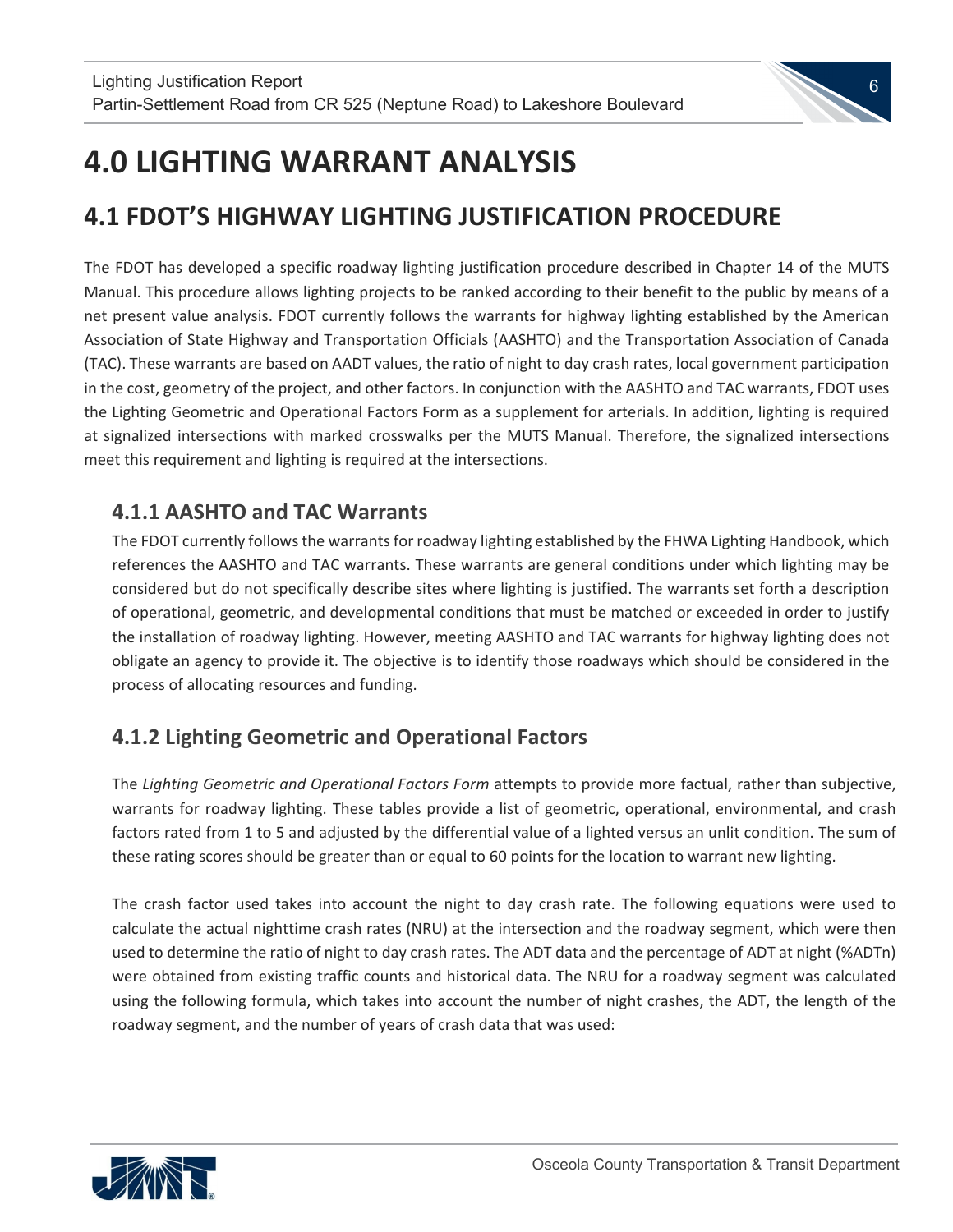# 4.0 LIGHTING WARRANT ANALYSIS

## 4.1 FDOT'S HIGHWAY LIGHTING JUSTIFICATION PROCEDURE

The FDOT has developed a specific roadway lighting justification procedure described in Chapter 14 of the MUTS Manual. This procedure allows lighting projects to be ranked according to their benefit to the public by means of a net present value analysis. FDOT currently follows the warrants for highway lighting established by the American Association of State Highway and Transportation Officials (AASHTO) and the Transportation Association of Canada (TAC). These warrants are based on AADT values, the ratio of night to day crash rates, local government participation in the cost, geometry of the project, and other factors. In conjunction with the AASHTO and TAC warrants, FDOT uses the Lighting Geometric and Operational Factors Form as a supplement for arterials. In addition, lighting is required at signalized intersections with marked crosswalks per the MUTS Manual. Therefore, the signalized intersections meet this requirement and lighting is required at the intersections.

### 4.1.1 AASHTO and TAC Warrants

The FDOT currently follows the warrants for roadway lighting established by the FHWA Lighting Handbook, which references the AASHTO and TAC warrants. These warrants are general conditions under which lighting may be considered but do not specifically describe sites where lighting is justified. The warrants set forth a description of operational, geometric, and developmental conditions that must be matched or exceeded in order to justify the installation of roadway lighting. However, meeting AASHTO and TAC warrants for highway lighting does not obligate an agency to provide it. The objective is to identify those roadways which should be considered in the process of allocating resources and funding.

### 4.1.2 Lighting Geometric and Operational Factors

The *Lighting Geometric and Operational Factors Form* attempts to provide more factual, rather than subjective, warrants for roadway lighting. These tables provide a list of geometric, operational, environmental, and crash factors rated from 1 to 5 and adjusted by the differential value of a lighted versus an unlit condition. The sum of these rating scores should be greater than or equal to 60 points for the location to warrant new lighting.

The crash factor used takes into account the night to day crash rate. The following equations were used to calculate the actual nighttime crash rates (NRU) at the intersection and the roadway segment, which were then used to determine the ratio of night to day crash rates. The ADT data and the percentage of ADT at night (%ADTn) were obtained from existing traffic counts and historical data. The NRU for a roadway segment was calculated using the following formula, which takes into account the number of night crashes, the ADT, the length of the roadway segment, and the number of years of crash data that was used: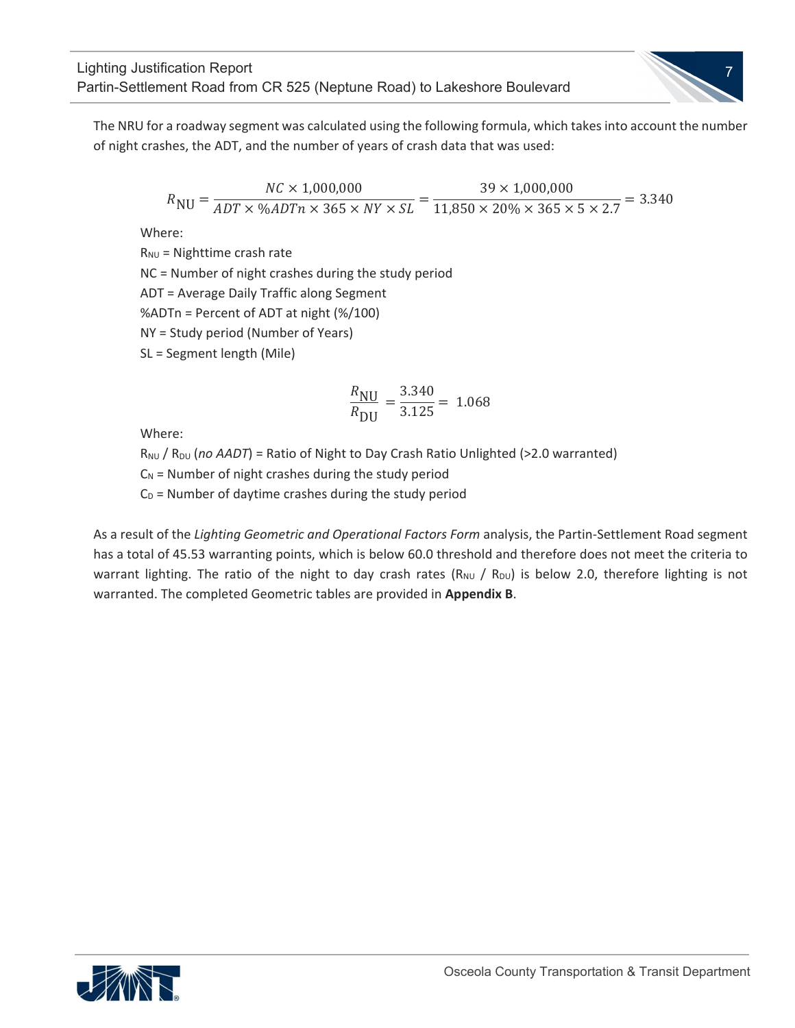The NRU for a roadway segment was calculated using the following formula, which takes into account the number of night crashes, the ADT, and the number of years of crash data that was used:

$$R_{\mathrm{NU}} = \frac{NC \times 1{,}000{,}000}{ADT \times \%ADTn \times 365 \times NY \times SL} = \frac{39 \times 1{,}000{,}000}{11{,}850 \times 20\% \times 365 \times 5 \times 2.7} = 3.340$$

Where:

$R_{NU}$ = Nighttime crash rate

NC = Number of night crashes during the study period

ADT = Average Daily Traffic along Segment

%ADTn = Percent of ADT at night (%/100)

NY = Study period (Number of Years)

SL = Segment length (Mile)

$$\frac{R_{\mathrm{NU}}}{R_{\mathrm{DU}}} = \frac{3.340}{3.125} = 1.068$$

Where:

$R_{NU}$ / $R_{DU}$ (*no AADT*) = Ratio of Night to Day Crash Ratio Unlighted (>2.0 warranted)

$C_N$ = Number of night crashes during the study period

$C_D$ = Number of daytime crashes during the study period

As a result of the *Lighting Geometric and Operational Factors Form* analysis, the Partin-Settlement Road segment has a total of 45.53 warranting points, which is below 60.0 threshold and therefore does not meet the criteria to warrant lighting. The ratio of the night to day crash rates ($R_{NU}$ / $R_{DU}$) is below 2.0, therefore lighting is not warranted. The completed Geometric tables are provided in **Appendix B**.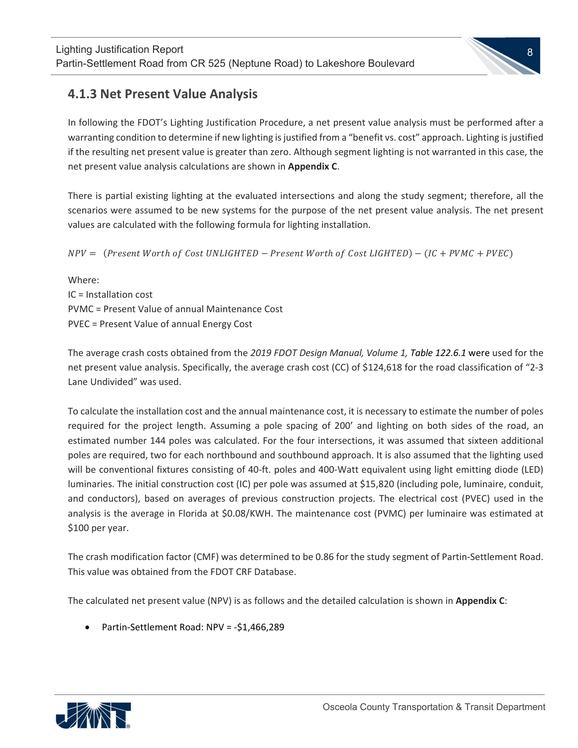### 4.1.3 Net Present Value Analysis

In following the FDOT's Lighting Justification Procedure, a net present value analysis must be performed after a warranting condition to determine if new lighting is justified from a "benefit vs. cost" approach. Lighting is justified if the resulting net present value is greater than zero. Although segment lighting is not warranted in this case, the net present value analysis calculations are shown in **Appendix C**.

There is partial existing lighting at the evaluated intersections and along the study segment; therefore, all the scenarios were assumed to be new systems for the purpose of the net present value analysis. The net present values are calculated with the following formula for lighting installation.

$$NPV = (Present\ Worth\ of\ Cost\ UNLIGHTED - Present\ Worth\ of\ Cost\ LIGHTED) - (IC + PVMC + PVEC)$$

Where:
IC = Installation cost
PVMC = Present Value of annual Maintenance Cost
PVEC = Present Value of annual Energy Cost

The average crash costs obtained from the *2019 FDOT Design Manual, Volume 1, Table 122.6.1* were used for the net present value analysis. Specifically, the average crash cost (CC) of $124,618 for the road classification of "2-3 Lane Undivided" was used.

To calculate the installation cost and the annual maintenance cost, it is necessary to estimate the number of poles required for the project length. Assuming a pole spacing of 200' and lighting on both sides of the road, an estimated number 144 poles was calculated. For the four intersections, it was assumed that sixteen additional poles are required, two for each northbound and southbound approach. It is also assumed that the lighting used will be conventional fixtures consisting of 40-ft. poles and 400-Watt equivalent using light emitting diode (LED) luminaries. The initial construction cost (IC) per pole was assumed at $15,820 (including pole, luminaire, conduit, and conductors), based on averages of previous construction projects. The electrical cost (PVEC) used in the analysis is the average in Florida at $0.08/KWH. The maintenance cost (PVMC) per luminaire was estimated at $100 per year.

The crash modification factor (CMF) was determined to be 0.86 for the study segment of Partin-Settlement Road. This value was obtained from the FDOT CRF Database.

The calculated net present value (NPV) is as follows and the detailed calculation is shown in **Appendix C**:

- Partin-Settlement Road: NPV = -$1,466,289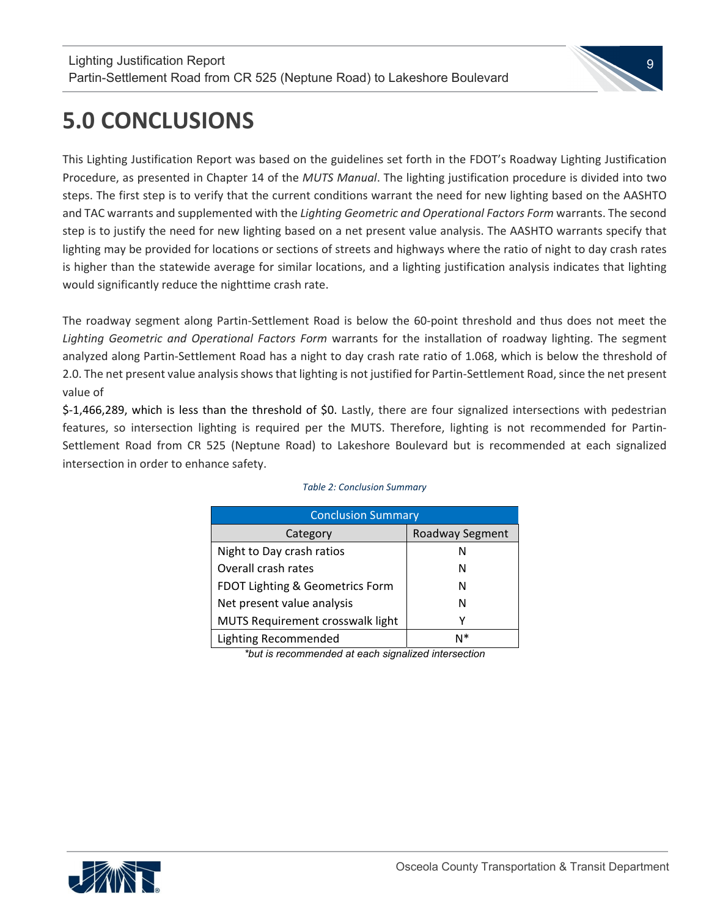# 5.0 CONCLUSIONS

This Lighting Justification Report was based on the guidelines set forth in the FDOT's Roadway Lighting Justification Procedure, as presented in Chapter 14 of the *MUTS Manual*. The lighting justification procedure is divided into two steps. The first step is to verify that the current conditions warrant the need for new lighting based on the AASHTO and TAC warrants and supplemented with the *Lighting Geometric and Operational Factors Form* warrants. The second step is to justify the need for new lighting based on a net present value analysis. The AASHTO warrants specify that lighting may be provided for locations or sections of streets and highways where the ratio of night to day crash rates is higher than the statewide average for similar locations, and a lighting justification analysis indicates that lighting would significantly reduce the nighttime crash rate.

The roadway segment along Partin-Settlement Road is below the 60-point threshold and thus does not meet the *Lighting Geometric and Operational Factors Form* warrants for the installation of roadway lighting. The segment analyzed along Partin-Settlement Road has a night to day crash rate ratio of 1.068, which is below the threshold of 2.0. The net present value analysis shows that lighting is not justified for Partin-Settlement Road, since the net present value of

$-1,466,289, which is less than the threshold of $0. Lastly, there are four signalized intersections with pedestrian features, so intersection lighting is required per the MUTS. Therefore, lighting is not recommended for Partin-Settlement Road from CR 525 (Neptune Road) to Lakeshore Boulevard but is recommended at each signalized intersection in order to enhance safety.

*Table 2: Conclusion Summary*

| Conclusion Summary | |
|---|---|
| Category | Roadway Segment |
| Night to Day crash ratios | N |
| Overall crash rates | N |
| FDOT Lighting & Geometrics Form | N |
| Net present value analysis | N |
| MUTS Requirement crosswalk light | Y |
| Lighting Recommended | N* |

*\*but is recommended at each signalized intersection*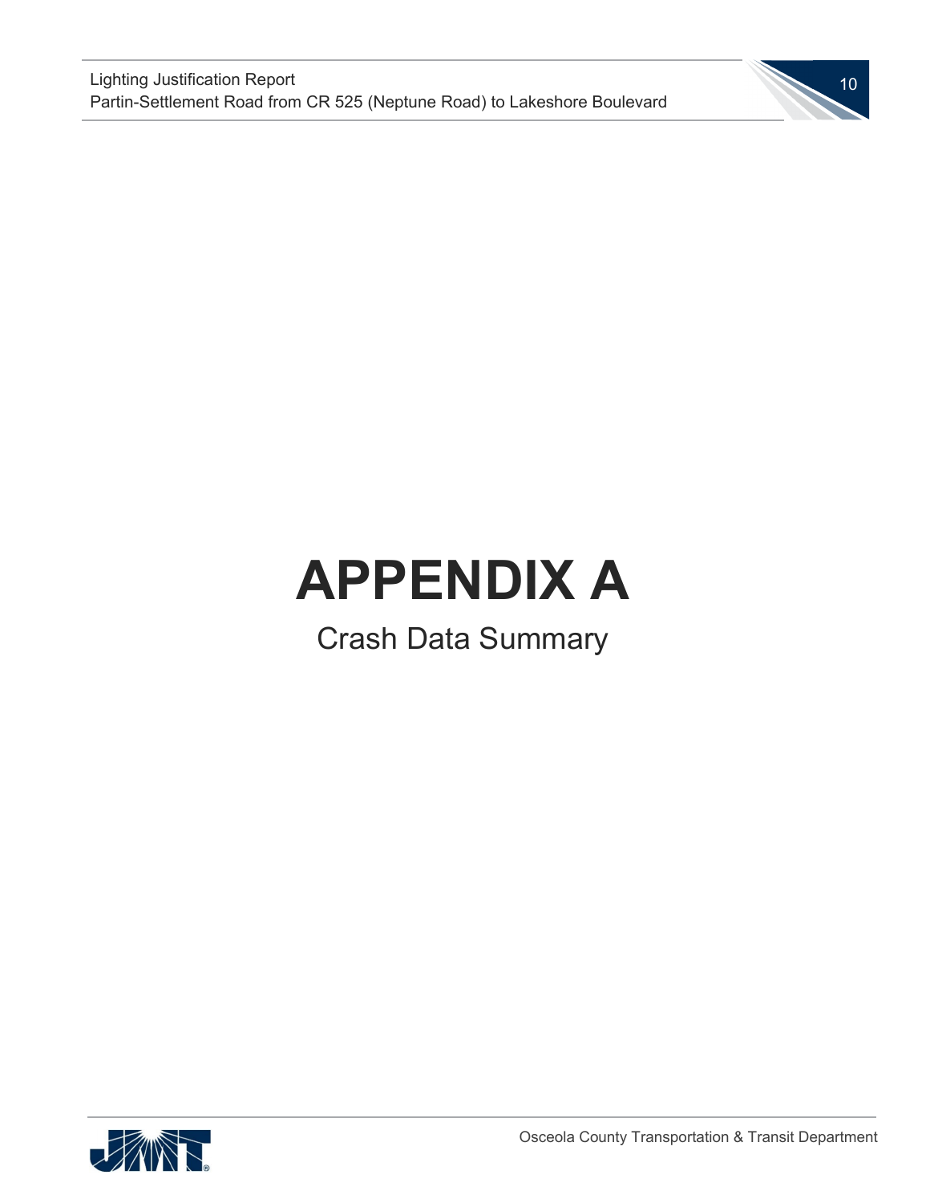# APPENDIX A

Crash Data Summary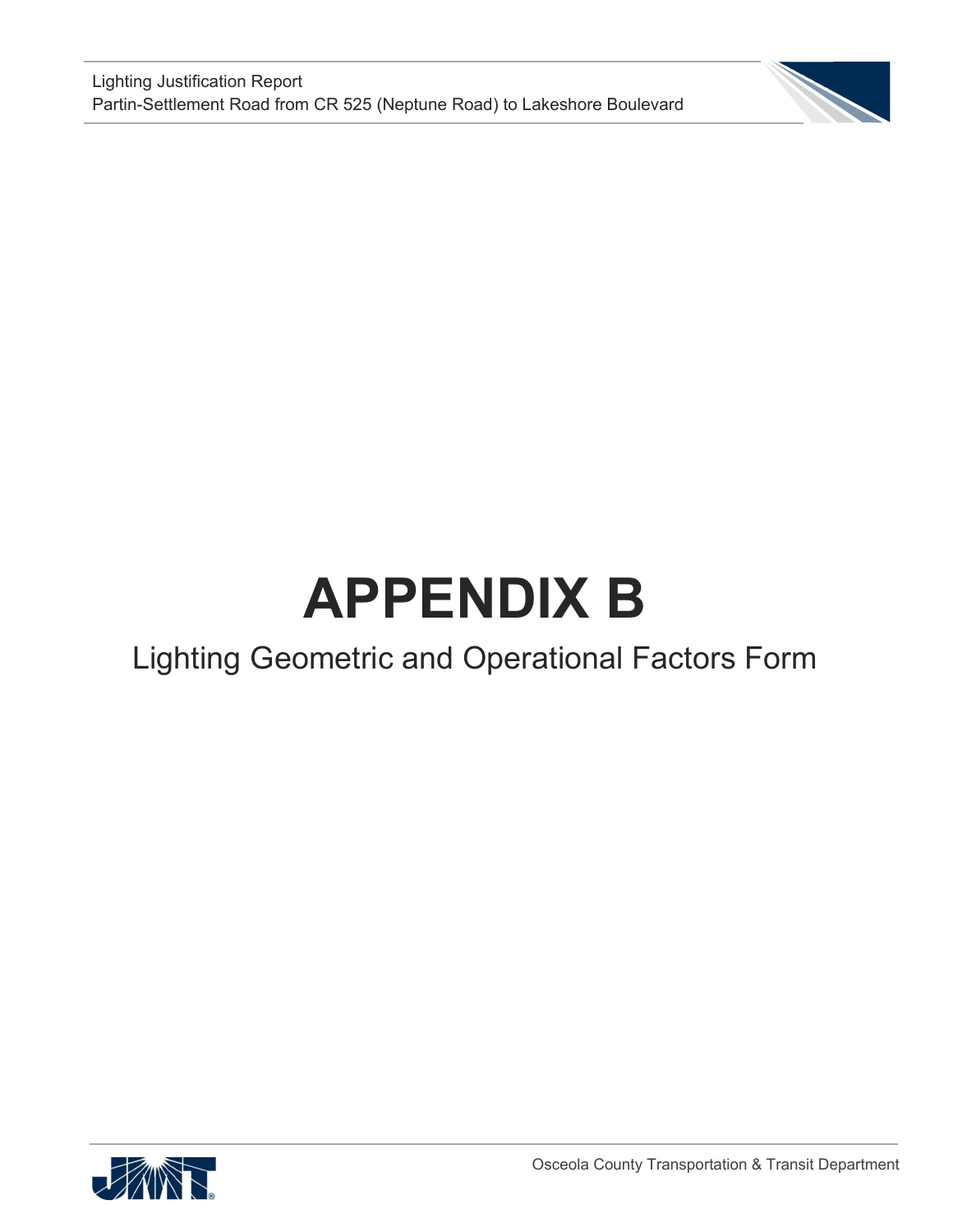# APPENDIX B

## Lighting Geometric and Operational Factors Form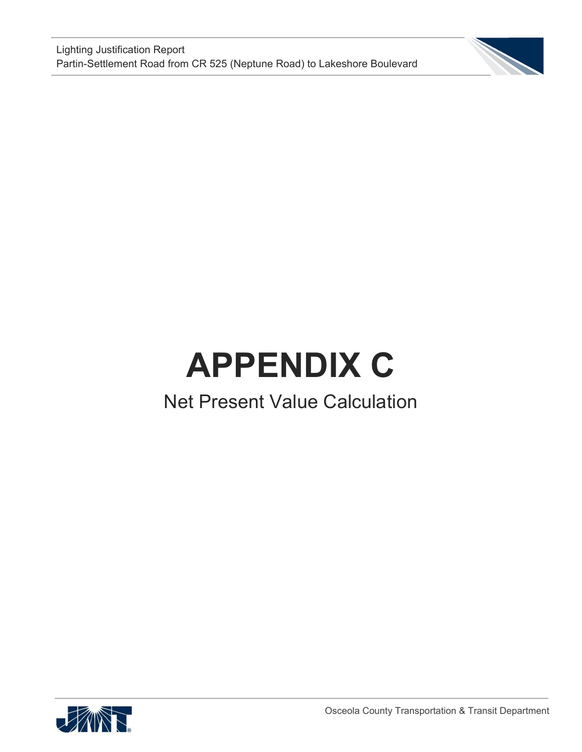# APPENDIX C

Net Present Value Calculation